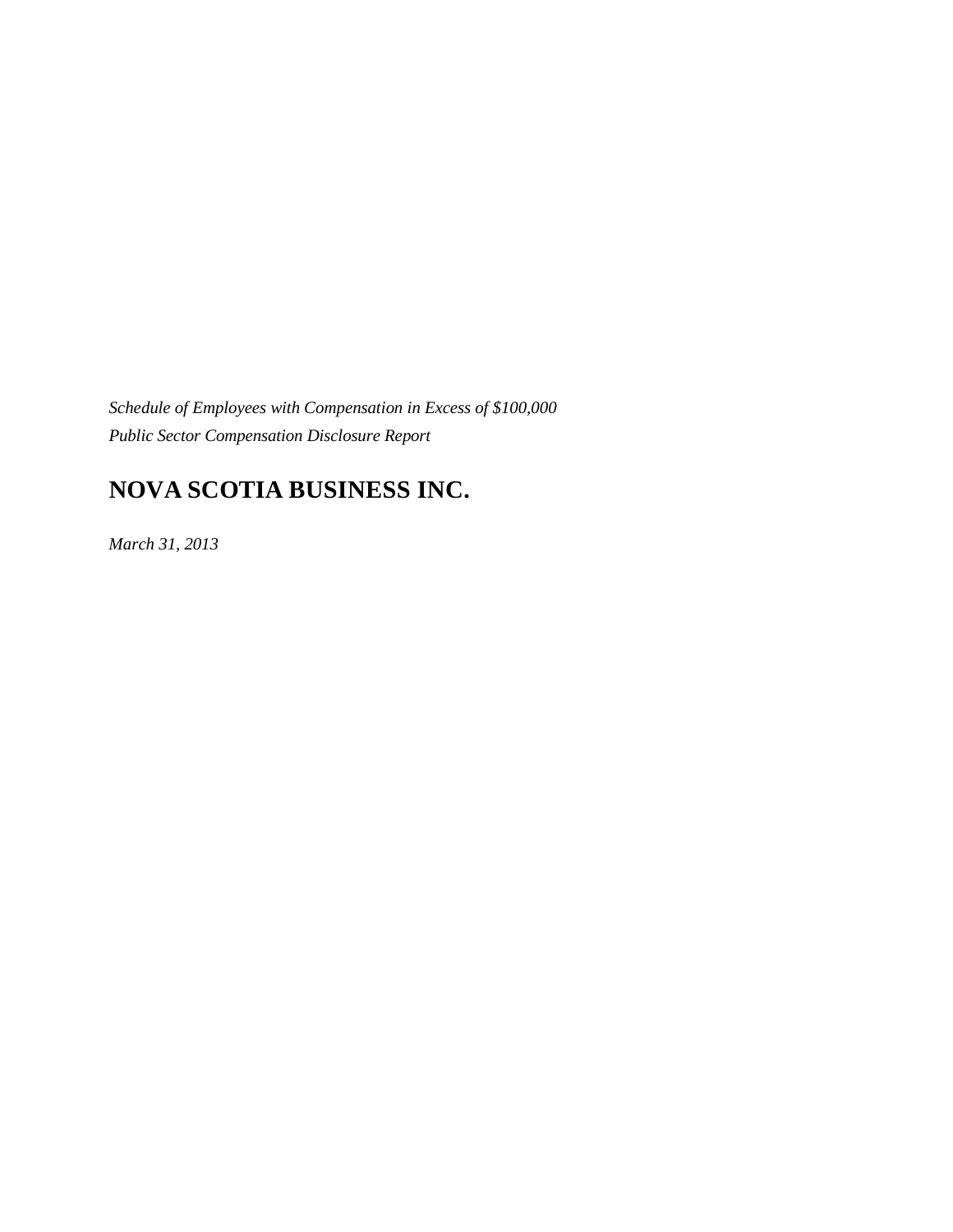*Schedule of Employees with Compensation in Excess of $100,000*
*Public Sector Compensation Disclosure Report*

# NOVA SCOTIA BUSINESS INC.

*March 31, 2013*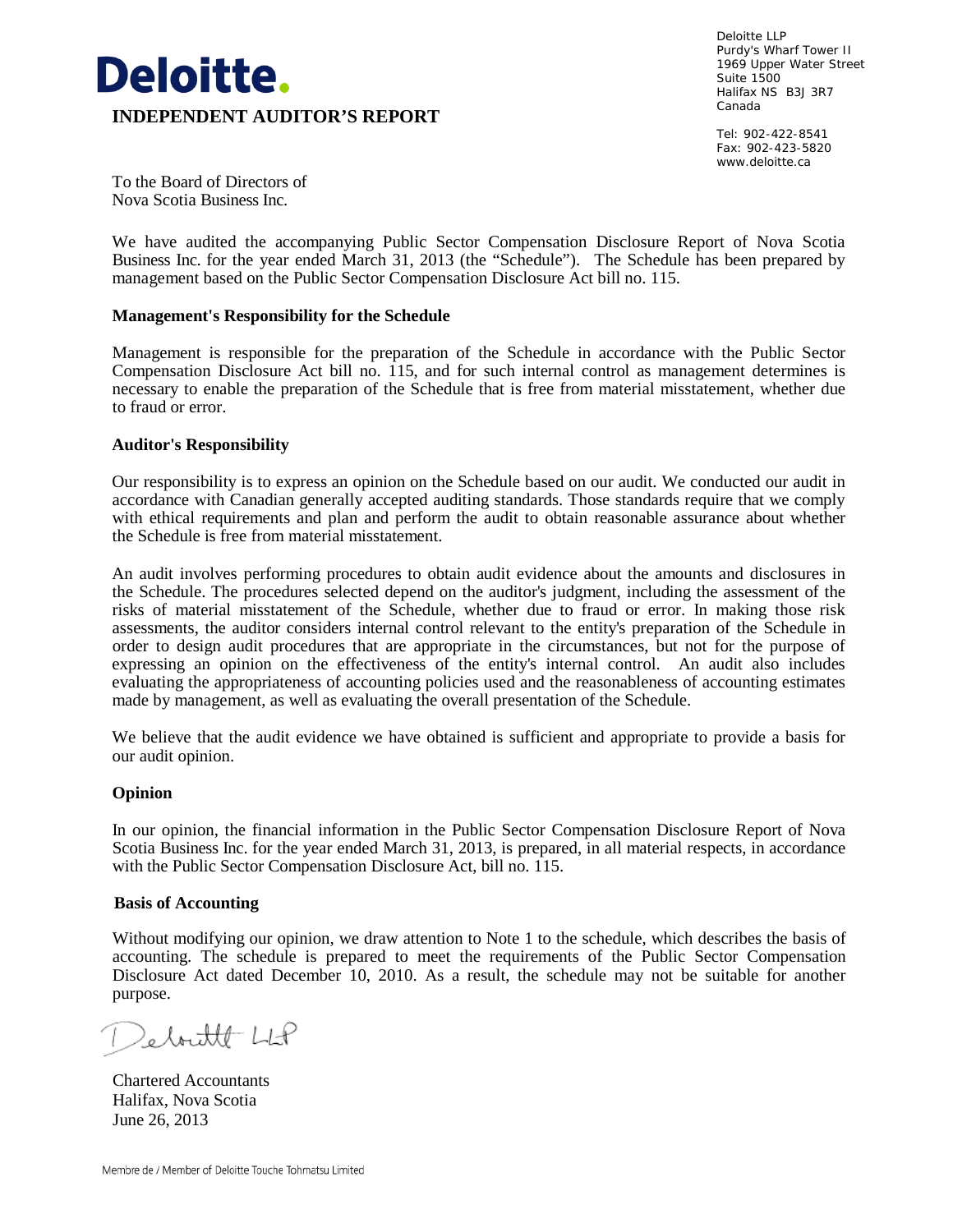**Deloitte.**

Deloitte LLP
Purdy's Wharf Tower II
1969 Upper Water Street
Suite 1500
Halifax NS B3J 3R7
Canada

Tel: 902-422-8541
Fax: 902-423-5820
www.deloitte.ca

# INDEPENDENT AUDITOR'S REPORT

To the Board of Directors of
Nova Scotia Business Inc.

We have audited the accompanying Public Sector Compensation Disclosure Report of Nova Scotia Business Inc. for the year ended March 31, 2013 (the "Schedule"). The Schedule has been prepared by management based on the Public Sector Compensation Disclosure Act bill no. 115.

### Management's Responsibility for the Schedule

Management is responsible for the preparation of the Schedule in accordance with the Public Sector Compensation Disclosure Act bill no. 115, and for such internal control as management determines is necessary to enable the preparation of the Schedule that is free from material misstatement, whether due to fraud or error.

### Auditor's Responsibility

Our responsibility is to express an opinion on the Schedule based on our audit. We conducted our audit in accordance with Canadian generally accepted auditing standards. Those standards require that we comply with ethical requirements and plan and perform the audit to obtain reasonable assurance about whether the Schedule is free from material misstatement.

An audit involves performing procedures to obtain audit evidence about the amounts and disclosures in the Schedule. The procedures selected depend on the auditor's judgment, including the assessment of the risks of material misstatement of the Schedule, whether due to fraud or error. In making those risk assessments, the auditor considers internal control relevant to the entity's preparation of the Schedule in order to design audit procedures that are appropriate in the circumstances, but not for the purpose of expressing an opinion on the effectiveness of the entity's internal control. An audit also includes evaluating the appropriateness of accounting policies used and the reasonableness of accounting estimates made by management, as well as evaluating the overall presentation of the Schedule.

We believe that the audit evidence we have obtained is sufficient and appropriate to provide a basis for our audit opinion.

### Opinion

In our opinion, the financial information in the Public Sector Compensation Disclosure Report of Nova Scotia Business Inc. for the year ended March 31, 2013, is prepared, in all material respects, in accordance with the Public Sector Compensation Disclosure Act, bill no. 115.

### Basis of Accounting

Without modifying our opinion, we draw attention to Note 1 to the schedule, which describes the basis of accounting. The schedule is prepared to meet the requirements of the Public Sector Compensation Disclosure Act dated December 10, 2010. As a result, the schedule may not be suitable for another purpose.

Deloitte LLP

Chartered Accountants
Halifax, Nova Scotia
June 26, 2013

Membre de / Member of Deloitte Touche Tohmatsu Limited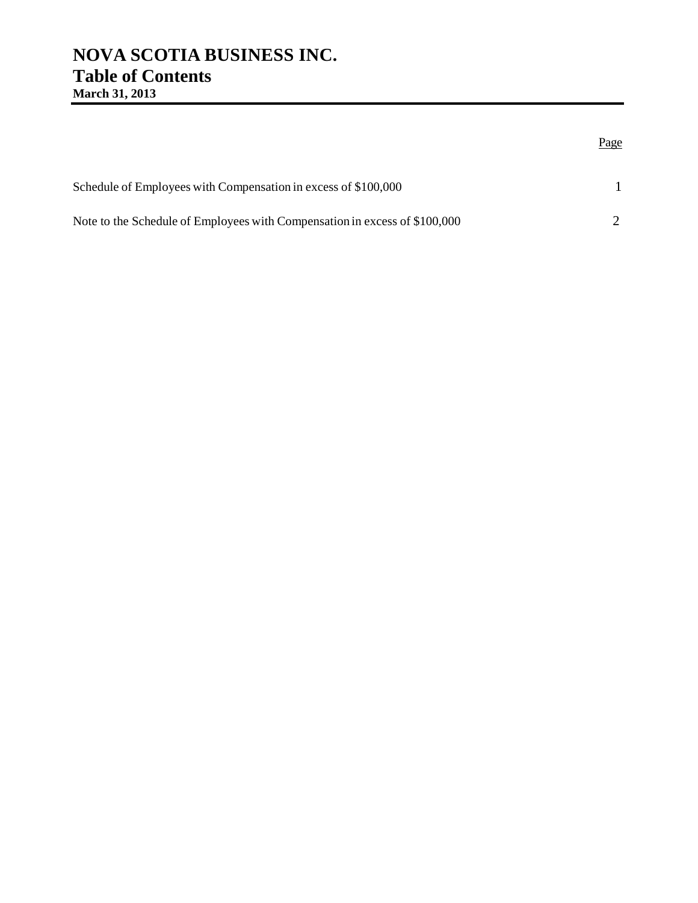# NOVA SCOTIA BUSINESS INC.
## Table of Contents
**March 31, 2013**

| | Page |
|---|---|
| Schedule of Employees with Compensation in excess of $100,000 | 1 |
| Note to the Schedule of Employees with Compensation in excess of $100,000 | 2 |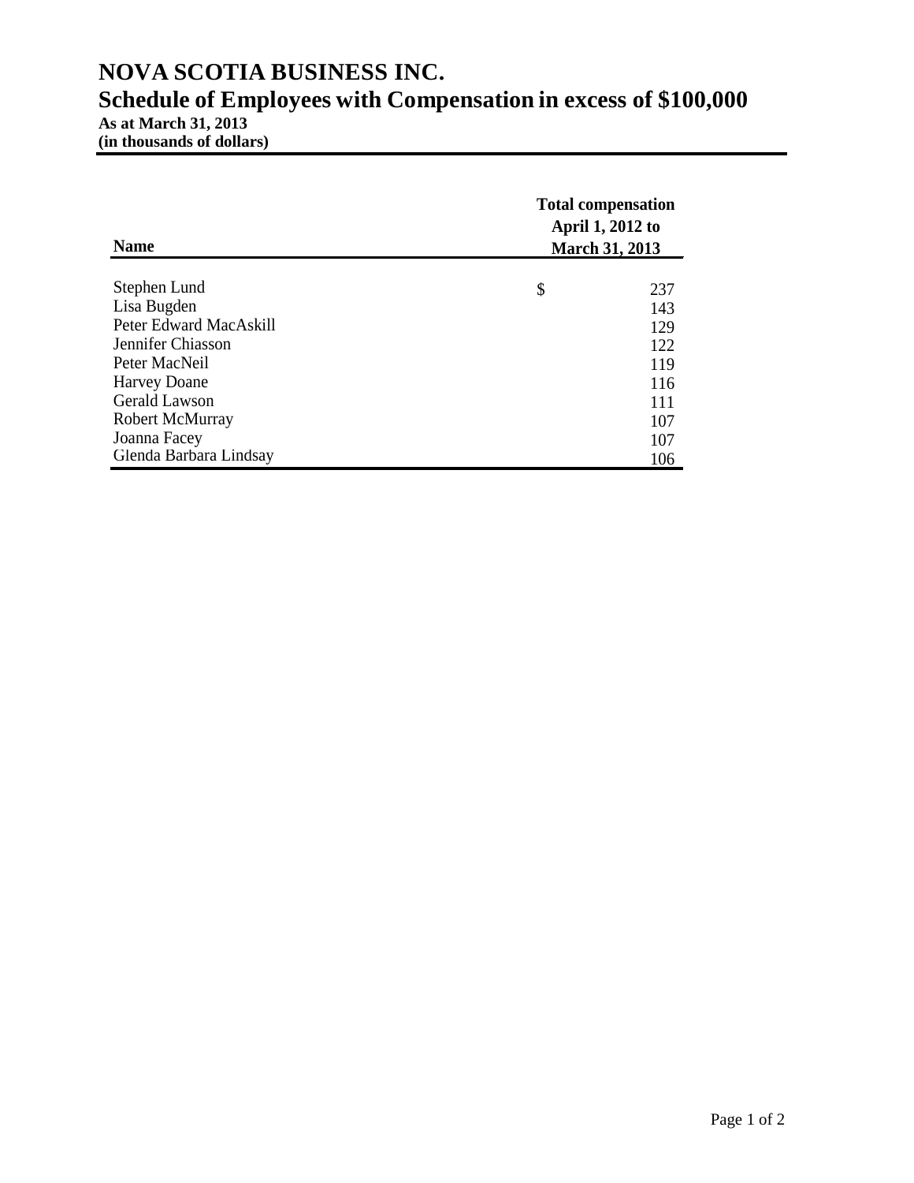# NOVA SCOTIA BUSINESS INC.

## Schedule of Employees with Compensation in excess of $100,000

**As at March 31, 2013**
**(in thousands of dollars)**

| Name | Total compensation April 1, 2012 to March 31, 2013 |
|---|---|
| Stephen Lund | $ 237 |
| Lisa Bugden | 143 |
| Peter Edward MacAskill | 129 |
| Jennifer Chiasson | 122 |
| Peter MacNeil | 119 |
| Harvey Doane | 116 |
| Gerald Lawson | 111 |
| Robert McMurray | 107 |
| Joanna Facey | 107 |
| Glenda Barbara Lindsay | 106 |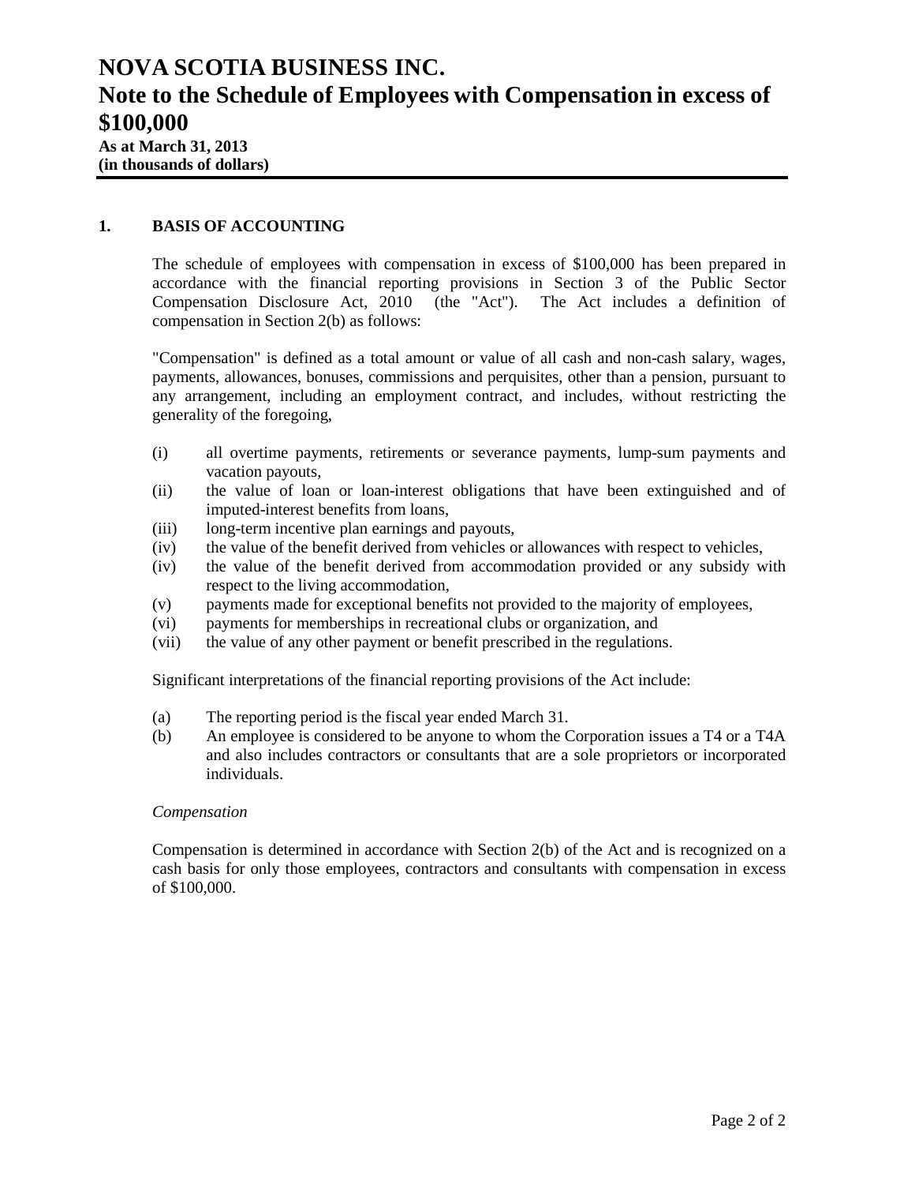# NOVA SCOTIA BUSINESS INC.
# Note to the Schedule of Employees with Compensation in excess of $100,000

**As at March 31, 2013**
**(in thousands of dollars)**

## 1. BASIS OF ACCOUNTING

The schedule of employees with compensation in excess of $100,000 has been prepared in accordance with the financial reporting provisions in Section 3 of the Public Sector Compensation Disclosure Act, 2010 (the "Act"). The Act includes a definition of compensation in Section 2(b) as follows:

"Compensation" is defined as a total amount or value of all cash and non-cash salary, wages, payments, allowances, bonuses, commissions and perquisites, other than a pension, pursuant to any arrangement, including an employment contract, and includes, without restricting the generality of the foregoing,

- (i) all overtime payments, retirements or severance payments, lump-sum payments and vacation payouts,
- (ii) the value of loan or loan-interest obligations that have been extinguished and of imputed-interest benefits from loans,
- (iii) long-term incentive plan earnings and payouts,
- (iv) the value of the benefit derived from vehicles or allowances with respect to vehicles,
- (iv) the value of the benefit derived from accommodation provided or any subsidy with respect to the living accommodation,
- (v) payments made for exceptional benefits not provided to the majority of employees,
- (vi) payments for memberships in recreational clubs or organization, and
- (vii) the value of any other payment or benefit prescribed in the regulations.

Significant interpretations of the financial reporting provisions of the Act include:

- (a) The reporting period is the fiscal year ended March 31.
- (b) An employee is considered to be anyone to whom the Corporation issues a T4 or a T4A and also includes contractors or consultants that are a sole proprietors or incorporated individuals.

*Compensation*

Compensation is determined in accordance with Section 2(b) of the Act and is recognized on a cash basis for only those employees, contractors and consultants with compensation in excess of $100,000.